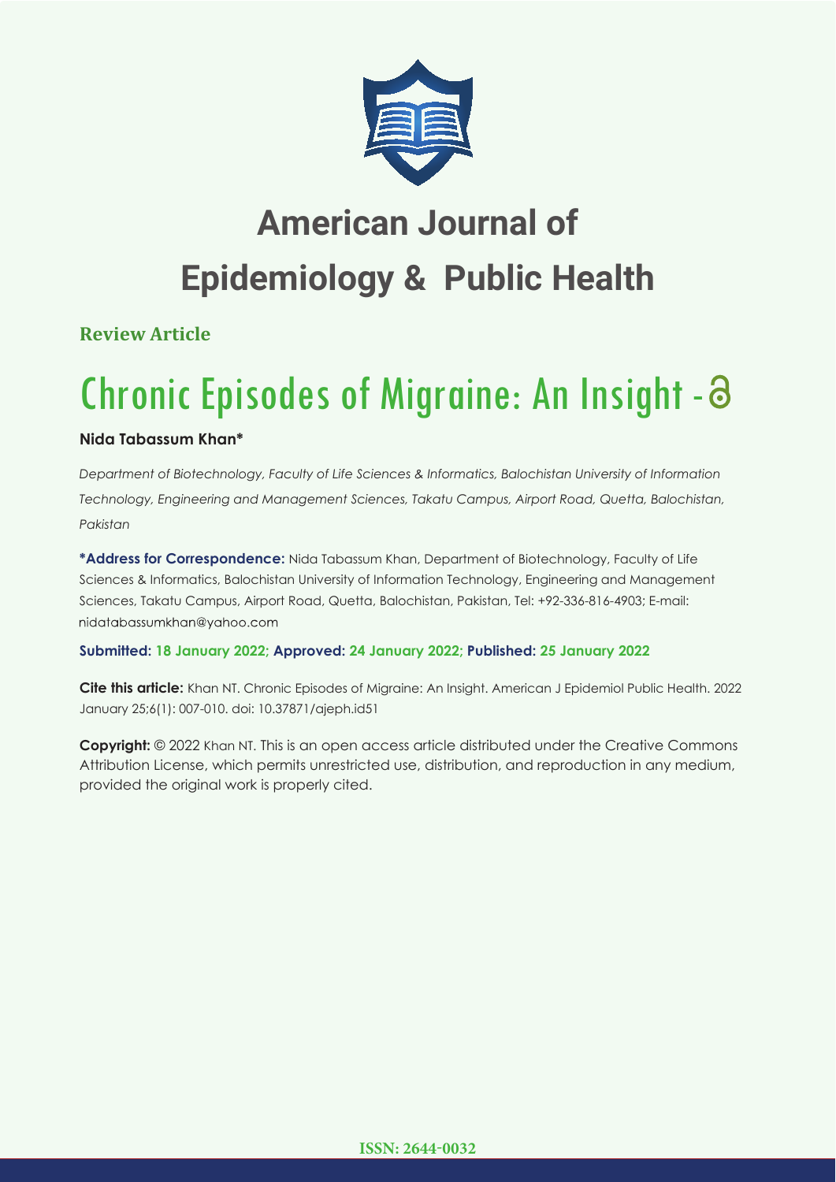# American Journal of Epidemiology & Public Health

**Review Article**

# Chronic Episodes of Migraine: An Insight

**Nida Tabassum Khan***

*Department of Biotechnology, Faculty of Life Sciences & Informatics, Balochistan University of Information Technology, Engineering and Management Sciences, Takatu Campus, Airport Road, Quetta, Balochistan, Pakistan*

**\*Address for Correspondence:** Nida Tabassum Khan, Department of Biotechnology, Faculty of Life Sciences & Informatics, Balochistan University of Information Technology, Engineering and Management Sciences, Takatu Campus, Airport Road, Quetta, Balochistan, Pakistan, Tel: +92-336-816-4903; E-mail: nidatabassumkhan@yahoo.com

**Submitted: 18 January 2022; Approved: 24 January 2022; Published: 25 January 2022**

**Cite this article:** Khan NT. Chronic Episodes of Migraine: An Insight. American J Epidemiol Public Health. 2022 January 25;6(1): 007-010. doi: 10.37871/ajeph.id51

**Copyright:** © 2022 Khan NT. This is an open access article distributed under the Creative Commons Attribution License, which permits unrestricted use, distribution, and reproduction in any medium, provided the original work is properly cited.

**ISSN: 2644-0032**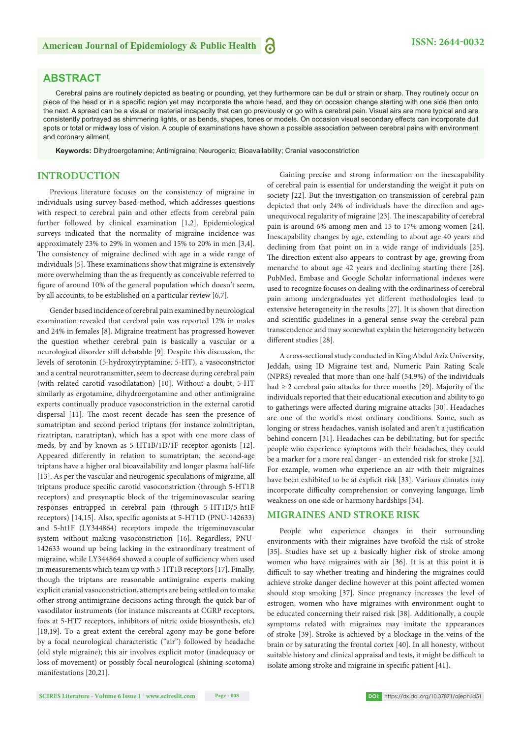## ABSTRACT

Cerebral pains are routinely depicted as beating or pounding, yet they furthermore can be dull or strain or sharp. They routinely occur on piece of the head or in a specific region yet may incorporate the whole head, and they on occasion change starting with one side then onto the next. A spread can be a visual or material incapacity that can go previously or go with a cerebral pain. Visual airs are more typical and are consistently portrayed as shimmering lights, or as bends, shapes, tones or models. On occasion visual secondary effects can incorporate dull spots or total or midway loss of vision. A couple of examinations have shown a possible association between cerebral pains with environment and coronary ailment.

**Keywords:** Dihydroergotamine; Antimigraine; Neurogenic; Bioavailability; Cranial vasoconstriction

## INTRODUCTION

Previous literature focuses on the consistency of migraine in individuals using survey-based method, which addresses questions with respect to cerebral pain and other effects from cerebral pain further followed by clinical examination [1,2]. Epidemiological surveys indicated that the normality of migraine incidence was approximately 23% to 29% in women and 15% to 20% in men [3,4]. The consistency of migraine declined with age in a wide range of individuals [5]. These examinations show that migraine is extensively more overwhelming than the as frequently as conceivable referred to figure of around 10% of the general population which doesn't seem, by all accounts, to be established on a particular review [6,7].

Gender based incidence of cerebral pain examined by neurological examination revealed that cerebral pain was reported 12% in males and 24% in females [8]. Migraine treatment has progressed however the question whether cerebral pain is basically a vascular or a neurological disorder still debatable [9]. Despite this discussion, the levels of serotonin (5-hydroxytryptamine; 5-HT), a vasoconstrictor and a central neurotransmitter, seem to decrease during cerebral pain (with related carotid vasodilatation) [10]. Without a doubt, 5-HT similarly as ergotamine, dihydroergotamine and other antimigraine experts continually produce vasoconstriction in the external carotid dispersal [11]. The most recent decade has seen the presence of sumatriptan and second period triptans (for instance zolmitriptan, rizatriptan, naratriptan), which has a spot with one more class of meds, by and by known as 5-HT1B/1D/1F receptor agonists [12]. Appeared differently in relation to sumatriptan, the second-age triptans have a higher oral bioavailability and longer plasma half-life [13]. As per the vascular and neurogenic speculations of migraine, all triptans produce specific carotid vasoconstriction (through 5-HT1B receptors) and presynaptic block of the trigeminovascular searing responses entrapped in cerebral pain (through 5-HT1D/5-ht1F receptors) [14,15]. Also, specific agonists at 5-HT1D (PNU-142633) and 5-ht1F (LY344864) receptors impede the trigeminovascular system without making vasoconstriction [16]. Regardless, PNU-142633 wound up being lacking in the extraordinary treatment of migraine, while LY344864 showed a couple of sufficiency when used in measurements which team up with 5-HT1B receptors [17]. Finally, though the triptans are reasonable antimigraine experts making explicit cranial vasoconstriction, attempts are being settled on to make other strong antimigraine decisions acting through the quick bar of vasodilator instruments (for instance miscreants at CGRP receptors, foes at 5-HT7 receptors, inhibitors of nitric oxide biosynthesis, etc) [18,19]. To a great extent the cerebral agony may be gone before by a focal neurological characteristic ("air") followed by headache (old style migraine); this air involves explicit motor (inadequacy or loss of movement) or possibly focal neurological (shining scotoma) manifestations [20,21].

Gaining precise and strong information on the inescapability of cerebral pain is essential for understanding the weight it puts on society [22]. But the investigation on transmission of cerebral pain depicted that only 24% of individuals have the direction and age-unequivocal regularity of migraine [23]. The inescapability of cerebral pain is around 6% among men and 15 to 17% among women [24]. Inescapability changes by age, extending to about age 40 years and declining from that point on in a wide range of individuals [25]. The direction extent also appears to contrast by age, growing from menarche to about age 42 years and declining starting there [26]. PubMed, Embase and Google Scholar informational indexes were used to recognize focuses on dealing with the ordinariness of cerebral pain among undergraduates yet different methodologies lead to extensive heterogeneity in the results [27]. It is shown that direction and scientific guidelines in a general sense sway the cerebral pain transcendence and may somewhat explain the heterogeneity between different studies [28].

A cross-sectional study conducted in King Abdul Aziz University, Jeddah, using ID Migraine test and, Numeric Pain Rating Scale (NPRS) revealed that more than one-half (54.9%) of the individuals had ≥ 2 cerebral pain attacks for three months [29]. Majority of the individuals reported that their educational execution and ability to go to gatherings were affected during migraine attacks [30]. Headaches are one of the world's most ordinary conditions. Some, such as longing or stress headaches, vanish isolated and aren't a justification behind concern [31]. Headaches can be debilitating, but for specific people who experience symptoms with their headaches, they could be a marker for a more real danger - an extended risk for stroke [32]. For example, women who experience an air with their migraines have been exhibited to be at explicit risk [33]. Various climates may incorporate difficulty comprehension or conveying language, limb weakness on one side or harmony hardships [34].

## MIGRAINES AND STROKE RISK

People who experience changes in their surrounding environments with their migraines have twofold the risk of stroke [35]. Studies have set up a basically higher risk of stroke among women who have migraines with air [36]. It is at this point it is difficult to say whether treating and hindering the migraines could achieve stroke danger decline however at this point affected women should stop smoking [37]. Since pregnancy increases the level of estrogen, women who have migraines with environment ought to be educated concerning their raised risk [38]. Additionally, a couple symptoms related with migraines may imitate the appearances of stroke [39]. Stroke is achieved by a blockage in the veins of the brain or by saturating the frontal cortex [40]. In all honesty, without suitable history and clinical appraisal and tests, it might be difficult to isolate among stroke and migraine in specific patient [41].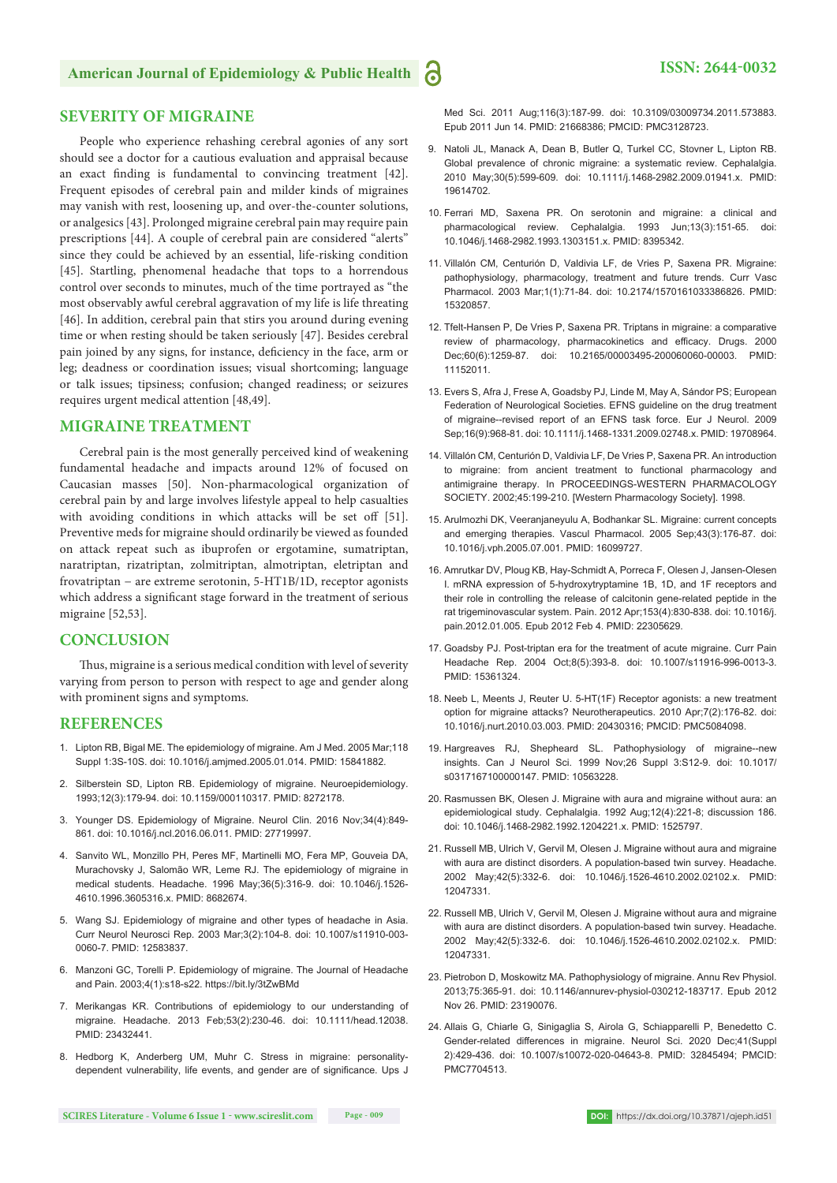## SEVERITY OF MIGRAINE

People who experience rehashing cerebral agonies of any sort should see a doctor for a cautious evaluation and appraisal because an exact finding is fundamental to convincing treatment [42]. Frequent episodes of cerebral pain and milder kinds of migraines may vanish with rest, loosening up, and over-the-counter solutions, or analgesics [43]. Prolonged migraine cerebral pain may require pain prescriptions [44]. A couple of cerebral pain are considered "alerts" since they could be achieved by an essential, life-risking condition [45]. Startling, phenomenal headache that tops to a horrendous control over seconds to minutes, much of the time portrayed as "the most observably awful cerebral aggravation of my life is life threating [46]. In addition, cerebral pain that stirs you around during evening time or when resting should be taken seriously [47]. Besides cerebral pain joined by any signs, for instance, deficiency in the face, arm or leg; deadness or coordination issues; visual shortcoming; language or talk issues; tipsiness; confusion; changed readiness; or seizures requires urgent medical attention [48,49].

## MIGRAINE TREATMENT

Cerebral pain is the most generally perceived kind of weakening fundamental headache and impacts around 12% of focused on Caucasian masses [50]. Non-pharmacological organization of cerebral pain by and large involves lifestyle appeal to help casualties with avoiding conditions in which attacks will be set off [51]. Preventive meds for migraine should ordinarily be viewed as founded on attack repeat such as ibuprofen or ergotamine, sumatriptan, naratriptan, rizatriptan, zolmitriptan, almotriptan, eletriptan and frovatriptan – are extreme serotonin, 5-HT1B/1D, receptor agonists which address a significant stage forward in the treatment of serious migraine [52,53].

## CONCLUSION

Thus, migraine is a serious medical condition with level of severity varying from person to person with respect to age and gender along with prominent signs and symptoms.

## REFERENCES

1. Lipton RB, Bigal ME. The epidemiology of migraine. Am J Med. 2005 Mar;118 Suppl 1:3S-10S. doi: 10.1016/j.amjmed.2005.01.014. PMID: 15841882.
2. Silberstein SD, Lipton RB. Epidemiology of migraine. Neuroepidemiology. 1993;12(3):179-94. doi: 10.1159/000110317. PMID: 8272178.
3. Younger DS. Epidemiology of Migraine. Neurol Clin. 2016 Nov;34(4):849-861. doi: 10.1016/j.ncl.2016.06.011. PMID: 27719997.
4. Sanvito WL, Monzillo PH, Peres MF, Martinelli MO, Fera MP, Gouveia DA, Murachovsky J, Salomão WR, Leme RJ. The epidemiology of migraine in medical students. Headache. 1996 May;36(5):316-9. doi: 10.1046/j.1526-4610.1996.3605316.x. PMID: 8682674.
5. Wang SJ. Epidemiology of migraine and other types of headache in Asia. Curr Neurol Neurosci Rep. 2003 Mar;3(2):104-8. doi: 10.1007/s11910-003-0060-7. PMID: 12583837.
6. Manzoni GC, Torelli P. Epidemiology of migraine. The Journal of Headache and Pain. 2003;4(1):s18-s22. https://bit.ly/3tZwBMd
7. Merikangas KR. Contributions of epidemiology to our understanding of migraine. Headache. 2013 Feb;53(2):230-46. doi: 10.1111/head.12038. PMID: 23432441.
8. Hedborg K, Anderberg UM, Muhr C. Stress in migraine: personality-dependent vulnerability, life events, and gender are of significance. Ups J Med Sci. 2011 Aug;116(3):187-99. doi: 10.3109/03009734.2011.573883. Epub 2011 Jun 14. PMID: 21668386; PMCID: PMC3128723.
9. Natoli JL, Manack A, Dean B, Butler Q, Turkel CC, Stovner L, Lipton RB. Global prevalence of chronic migraine: a systematic review. Cephalalgia. 2010 May;30(5):599-609. doi: 10.1111/j.1468-2982.2009.01941.x. PMID: 19614702.
10. Ferrari MD, Saxena PR. On serotonin and migraine: a clinical and pharmacological review. Cephalalgia. 1993 Jun;13(3):151-65. doi: 10.1046/j.1468-2982.1993.1303151.x. PMID: 8395342.
11. Villalón CM, Centurión D, Valdivia LF, de Vries P, Saxena PR. Migraine: pathophysiology, pharmacology, treatment and future trends. Curr Vasc Pharmacol. 2003 Mar;1(1):71-84. doi: 10.2174/1570161033386826. PMID: 15320857.
12. Tfelt-Hansen P, De Vries P, Saxena PR. Triptans in migraine: a comparative review of pharmacology, pharmacokinetics and efficacy. Drugs. 2000 Dec;60(6):1259-87. doi: 10.2165/00003495-200060060-00003. PMID: 11152011.
13. Evers S, Afra J, Frese A, Goadsby PJ, Linde M, May A, Sándor PS; European Federation of Neurological Societies. EFNS guideline on the drug treatment of migraine--revised report of an EFNS task force. Eur J Neurol. 2009 Sep;16(9):968-81. doi: 10.1111/j.1468-1331.2009.02748.x. PMID: 19708964.
14. Villalón CM, Centurión D, Valdivia LF, De Vries P, Saxena PR. An introduction to migraine: from ancient treatment to functional pharmacology and antimigraine therapy. In PROCEEDINGS-WESTERN PHARMACOLOGY SOCIETY. 2002;45:199-210. [Western Pharmacology Society]. 1998.
15. Arulmozhi DK, Veeranjaneyulu A, Bodhankar SL. Migraine: current concepts and emerging therapies. Vascul Pharmacol. 2005 Sep;43(3):176-87. doi: 10.1016/j.vph.2005.07.001. PMID: 16099727.
16. Amrutkar DV, Ploug KB, Hay-Schmidt A, Porreca F, Olesen J, Jansen-Olesen I. mRNA expression of 5-hydroxytryptamine 1B, 1D, and 1F receptors and their role in controlling the release of calcitonin gene-related peptide in the rat trigeminovascular system. Pain. 2012 Apr;153(4):830-838. doi: 10.1016/j.pain.2012.01.005. Epub 2012 Feb 4. PMID: 22305629.
17. Goadsby PJ. Post-triptan era for the treatment of acute migraine. Curr Pain Headache Rep. 2004 Oct;8(5):393-8. doi: 10.1007/s11916-996-0013-3. PMID: 15361324.
18. Neeb L, Meents J, Reuter U. 5-HT(1F) Receptor agonists: a new treatment option for migraine attacks? Neurotherapeutics. 2010 Apr;7(2):176-82. doi: 10.1016/j.nurt.2010.03.003. PMID: 20430316; PMCID: PMC5084098.
19. Hargreaves RJ, Shepheard SL. Pathophysiology of migraine--new insights. Can J Neurol Sci. 1999 Nov;26 Suppl 3:S12-9. doi: 10.1017/s0317167100000147. PMID: 10563228.
20. Rasmussen BK, Olesen J. Migraine with aura and migraine without aura: an epidemiological study. Cephalalgia. 1992 Aug;12(4):221-8; discussion 186. doi: 10.1046/j.1468-2982.1992.1204221.x. PMID: 1525797.
21. Russell MB, Ulrich V, Gervil M, Olesen J. Migraine without aura and migraine with aura are distinct disorders. A population-based twin survey. Headache. 2002 May;42(5):332-6. doi: 10.1046/j.1526-4610.2002.02102.x. PMID: 12047331.
22. Russell MB, Ulrich V, Gervil M, Olesen J. Migraine without aura and migraine with aura are distinct disorders. A population-based twin survey. Headache. 2002 May;42(5):332-6. doi: 10.1046/j.1526-4610.2002.02102.x. PMID: 12047331.
23. Pietrobon D, Moskowitz MA. Pathophysiology of migraine. Annu Rev Physiol. 2013;75:365-91. doi: 10.1146/annurev-physiol-030212-183717. Epub 2012 Nov 26. PMID: 23190076.
24. Allais G, Chiarle G, Sinigaglia S, Airola G, Schiapparelli P, Benedetto C. Gender-related differences in migraine. Neurol Sci. 2020 Dec;41(Suppl 2):429-436. doi: 10.1007/s10072-020-04643-8. PMID: 32845494; PMCID: PMC7704513.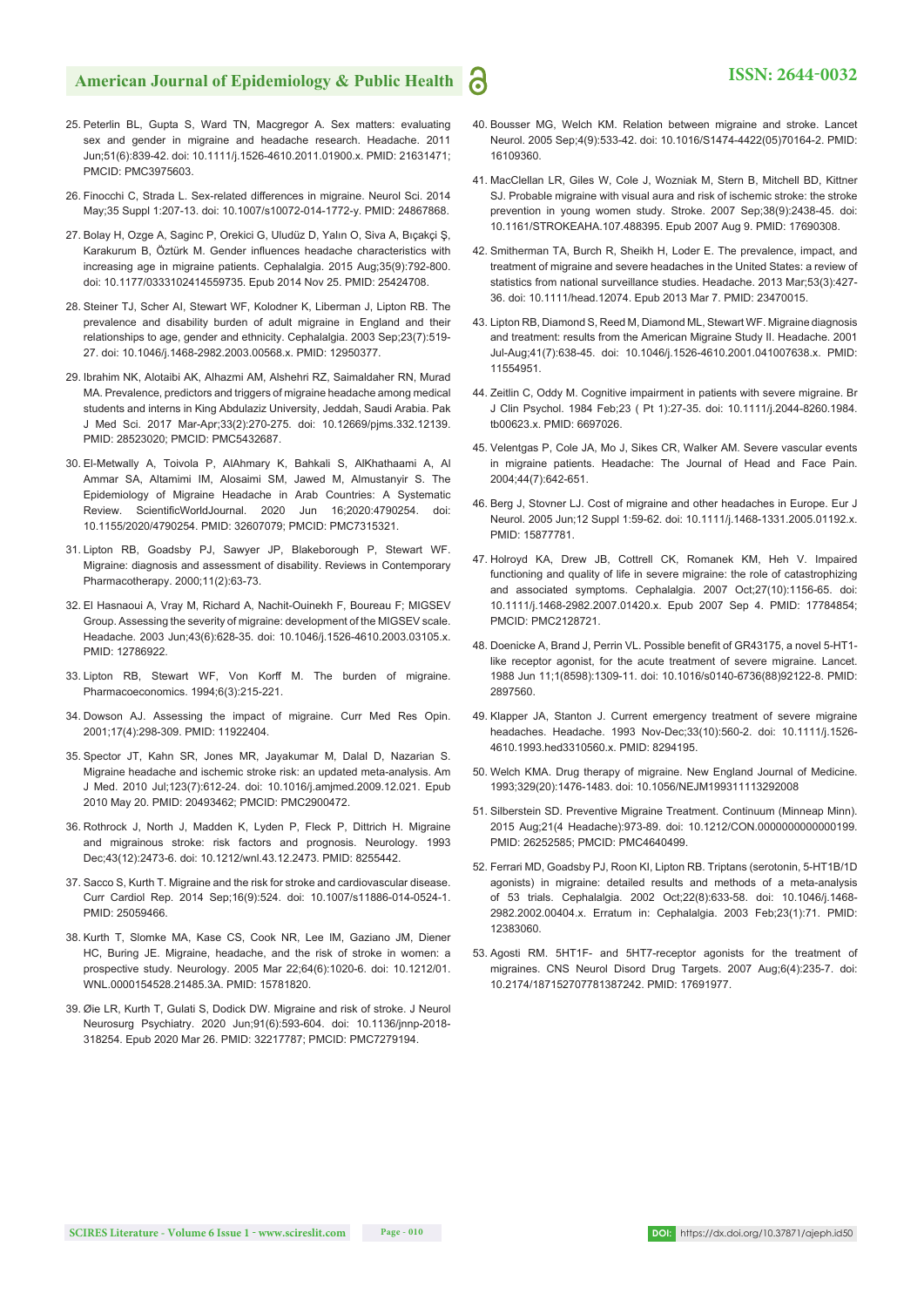25. Peterlin BL, Gupta S, Ward TN, Macgregor A. Sex matters: evaluating sex and gender in migraine and headache research. Headache. 2011 Jun;51(6):839-42. doi: 10.1111/j.1526-4610.2011.01900.x. PMID: 21631471; PMCID: PMC3975603.

26. Finocchi C, Strada L. Sex-related differences in migraine. Neurol Sci. 2014 May;35 Suppl 1:207-13. doi: 10.1007/s10072-014-1772-y. PMID: 24867868.

27. Bolay H, Ozge A, Saginc P, Orekici G, Uludüz D, Yalın O, Siva A, Bıçakçi Ş, Karakurum B, Öztürk M. Gender influences headache characteristics with increasing age in migraine patients. Cephalalgia. 2015 Aug;35(9):792-800. doi: 10.1177/0333102414559735. Epub 2014 Nov 25. PMID: 25424708.

28. Steiner TJ, Scher AI, Stewart WF, Kolodner K, Liberman J, Lipton RB. The prevalence and disability burden of adult migraine in England and their relationships to age, gender and ethnicity. Cephalalgia. 2003 Sep;23(7):519-27. doi: 10.1046/j.1468-2982.2003.00568.x. PMID: 12950377.

29. Ibrahim NK, Alotaibi AK, Alhazmi AM, Alshehri RZ, Saimaldaher RN, Murad MA. Prevalence, predictors and triggers of migraine headache among medical students and interns in King Abdulaziz University, Jeddah, Saudi Arabia. Pak J Med Sci. 2017 Mar-Apr;33(2):270-275. doi: 10.12669/pjms.332.12139. PMID: 28523020; PMCID: PMC5432687.

30. El-Metwally A, Toivola P, AlAhmary K, Bahkali S, AlKhathaami A, Al Ammar SA, Altamimi IM, Alosaimi SM, Jawed M, Almustanyir S. The Epidemiology of Migraine Headache in Arab Countries: A Systematic Review. ScientificWorldJournal. 2020 Jun 16;2020:4790254. doi: 10.1155/2020/4790254. PMID: 32607079; PMCID: PMC7315321.

31. Lipton RB, Goadsby PJ, Sawyer JP, Blakeborough P, Stewart WF. Migraine: diagnosis and assessment of disability. Reviews in Contemporary Pharmacotherapy. 2000;11(2):63-73.

32. El Hasnaoui A, Vray M, Richard A, Nachit-Ouinekh F, Boureau F; MIGSEV Group. Assessing the severity of migraine: development of the MIGSEV scale. Headache. 2003 Jun;43(6):628-35. doi: 10.1046/j.1526-4610.2003.03105.x. PMID: 12786922.

33. Lipton RB, Stewart WF, Von Korff M. The burden of migraine. Pharmacoeconomics. 1994;6(3):215-221.

34. Dowson AJ. Assessing the impact of migraine. Curr Med Res Opin. 2001;17(4):298-309. PMID: 11922404.

35. Spector JT, Kahn SR, Jones MR, Jayakumar M, Dalal D, Nazarian S. Migraine headache and ischemic stroke risk: an updated meta-analysis. Am J Med. 2010 Jul;123(7):612-24. doi: 10.1016/j.amjmed.2009.12.021. Epub 2010 May 20. PMID: 20493462; PMCID: PMC2900472.

36. Rothrock J, North J, Madden K, Lyden P, Fleck P, Dittrich H. Migraine and migrainous stroke: risk factors and prognosis. Neurology. 1993 Dec;43(12):2473-6. doi: 10.1212/wnl.43.12.2473. PMID: 8255442.

37. Sacco S, Kurth T. Migraine and the risk for stroke and cardiovascular disease. Curr Cardiol Rep. 2014 Sep;16(9):524. doi: 10.1007/s11886-014-0524-1. PMID: 25059466.

38. Kurth T, Slomke MA, Kase CS, Cook NR, Lee IM, Gaziano JM, Diener HC, Buring JE. Migraine, headache, and the risk of stroke in women: a prospective study. Neurology. 2005 Mar 22;64(6):1020-6. doi: 10.1212/01.WNL.0000154528.21485.3A. PMID: 15781820.

39. Øie LR, Kurth T, Gulati S, Dodick DW. Migraine and risk of stroke. J Neurol Neurosurg Psychiatry. 2020 Jun;91(6):593-604. doi: 10.1136/jnnp-2018-318254. Epub 2020 Mar 26. PMID: 32217787; PMCID: PMC7279194.

40. Bousser MG, Welch KM. Relation between migraine and stroke. Lancet Neurol. 2005 Sep;4(9):533-42. doi: 10.1016/S1474-4422(05)70164-2. PMID: 16109360.

41. MacClellan LR, Giles W, Cole J, Wozniak M, Stern B, Mitchell BD, Kittner SJ. Probable migraine with visual aura and risk of ischemic stroke: the stroke prevention in young women study. Stroke. 2007 Sep;38(9):2438-45. doi: 10.1161/STROKEAHA.107.488395. Epub 2007 Aug 9. PMID: 17690308.

42. Smitherman TA, Burch R, Sheikh H, Loder E. The prevalence, impact, and treatment of migraine and severe headaches in the United States: a review of statistics from national surveillance studies. Headache. 2013 Mar;53(3):427-36. doi: 10.1111/head.12074. Epub 2013 Mar 7. PMID: 23470015.

43. Lipton RB, Diamond S, Reed M, Diamond ML, Stewart WF. Migraine diagnosis and treatment: results from the American Migraine Study II. Headache. 2001 Jul-Aug;41(7):638-45. doi: 10.1046/j.1526-4610.2001.041007638.x. PMID: 11554951.

44. Zeitlin C, Oddy M. Cognitive impairment in patients with severe migraine. Br J Clin Psychol. 1984 Feb;23 ( Pt 1):27-35. doi: 10.1111/j.2044-8260.1984.tb00623.x. PMID: 6697026.

45. Velentgas P, Cole JA, Mo J, Sikes CR, Walker AM. Severe vascular events in migraine patients. Headache: The Journal of Head and Face Pain. 2004;44(7):642-651.

46. Berg J, Stovner LJ. Cost of migraine and other headaches in Europe. Eur J Neurol. 2005 Jun;12 Suppl 1:59-62. doi: 10.1111/j.1468-1331.2005.01192.x. PMID: 15877781.

47. Holroyd KA, Drew JB, Cottrell CK, Romanek KM, Heh V. Impaired functioning and quality of life in severe migraine: the role of catastrophizing and associated symptoms. Cephalalgia. 2007 Oct;27(10):1156-65. doi: 10.1111/j.1468-2982.2007.01420.x. Epub 2007 Sep 4. PMID: 17784854; PMCID: PMC2128721.

48. Doenicke A, Brand J, Perrin VL. Possible benefit of GR43175, a novel 5-HT1-like receptor agonist, for the acute treatment of severe migraine. Lancet. 1988 Jun 11;1(8598):1309-11. doi: 10.1016/s0140-6736(88)92122-8. PMID: 2897560.

49. Klapper JA, Stanton J. Current emergency treatment of severe migraine headaches. Headache. 1993 Nov-Dec;33(10):560-2. doi: 10.1111/j.1526-4610.1993.hed3310560.x. PMID: 8294195.

50. Welch KMA. Drug therapy of migraine. New England Journal of Medicine. 1993;329(20):1476-1483. doi: 10.1056/NEJM199311113292008

51. Silberstein SD. Preventive Migraine Treatment. Continuum (Minneap Minn). 2015 Aug;21(4 Headache):973-89. doi: 10.1212/CON.0000000000000199. PMID: 26252585; PMCID: PMC4640499.

52. Ferrari MD, Goadsby PJ, Roon KI, Lipton RB. Triptans (serotonin, 5-HT1B/1D agonists) in migraine: detailed results and methods of a meta-analysis of 53 trials. Cephalalgia. 2002 Oct;22(8):633-58. doi: 10.1046/j.1468-2982.2002.00404.x. Erratum in: Cephalalgia. 2003 Feb;23(1):71. PMID: 12383060.

53. Agosti RM. 5HT1F- and 5HT7-receptor agonists for the treatment of migraines. CNS Neurol Disord Drug Targets. 2007 Aug;6(4):235-7. doi: 10.2174/187152707781387242. PMID: 17691977.